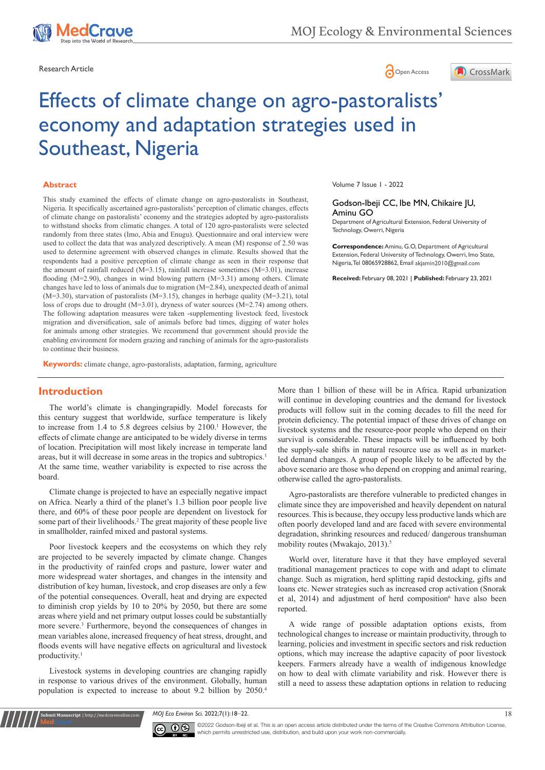Research Article

# Effects of climate change on agro-pastoralists' economy and adaptation strategies used in Southeast, Nigeria

Volume 7 Issue 1 - 2022

**Godson-Ibeji CC, Ibe MN, Chikaire JU, Aminu GO**

Department of Agricultural Extension, Federal University of Technology, Owerri, Nigeria

**Correspondence:** Aminu, G.O, Department of Agricultural Extension, Federal University of Technology, Owerri, Imo State, Nigeria, Tel 08065928862, Email akjamin2010@gmail.com

**Received:** February 08, 2021 | **Published:** February 23, 2021

## Abstract

This study examined the effects of climate change on agro-pastoralists in Southeast, Nigeria. It specifically ascertained agro-pastoralists' perception of climatic changes, effects of climate change on pastoralists' economy and the strategies adopted by agro-pastoralists to withstand shocks from climatic changes. A total of 120 agro-pastoralists were selected randomly from three states (Imo, Abia and Enugu). Questionnaire and oral interview were used to collect the data that was analyzed descriptively. A mean (M) response of 2.50 was used to determine agreement with observed changes in climate. Results showed that the respondents had a positive perception of climate change as seen in their response that the amount of rainfall reduced (M=3.15), rainfall increase sometimes (M=3.01), increase flooding (M=2.90), changes in wind blowing pattern (M=3.31) among others. Climate changes have led to loss of animals due to migration (M=2.84), unexpected death of animal (M=3.30), starvation of pastoralists (M=3.15), changes in herbage quality (M=3.21), total loss of crops due to drought (M=3.01), dryness of water sources (M=2.74) among others. The following adaptation measures were taken -supplementing livestock feed, livestock migration and diversification, sale of animals before bad times, digging of water holes for animals among other strategies. We recommend that government should provide the enabling environment for modern grazing and ranching of animals for the agro-pastoralists to continue their business.

**Keywords:** climate change, agro-pastoralists, adaptation, farming, agriculture

## Introduction

The world's climate is changingrapidly. Model forecasts for this century suggest that worldwide, surface temperature is likely to increase from 1.4 to 5.8 degrees celsius by 2100.[1] However, the effects of climate change are anticipated to be widely diverse in terms of location. Precipitation will most likely increase in temperate land areas, but it will decrease in some areas in the tropics and subtropics.[1] At the same time, weather variability is expected to rise across the board.

Climate change is projected to have an especially negative impact on Africa. Nearly a third of the planet's 1.3 billion poor people live there, and 60% of these poor people are dependent on livestock for some part of their livelihoods.[2] The great majority of these people live in smallholder, rainfed mixed and pastoral systems.

Poor livestock keepers and the ecosystems on which they rely are projected to be severely impacted by climate change. Changes in the productivity of rainfed crops and pasture, lower water and more widespread water shortages, and changes in the intensity and distribution of key human, livestock, and crop diseases are only a few of the potential consequences. Overall, heat and drying are expected to diminish crop yields by 10 to 20% by 2050, but there are some areas where yield and net primary output losses could be substantially more severe.[3] Furthermore, beyond the consequences of changes in mean variables alone, increased frequency of heat stress, drought, and floods events will have negative effects on agricultural and livestock productivity.[1]

Livestock systems in developing countries are changing rapidly in response to various drives of the environment. Globally, human population is expected to increase to about 9.2 billion by 2050.[4] More than 1 billion of these will be in Africa. Rapid urbanization will continue in developing countries and the demand for livestock products will follow suit in the coming decades to fill the need for protein deficiency. The potential impact of these drives of change on livestock systems and the resource-poor people who depend on their survival is considerable. These impacts will be influenced by both the supply-sale shifts in natural resource use as well as in market-led demand changes. A group of people likely to be affected by the above scenario are those who depend on cropping and animal rearing, otherwise called the agro-pastoralists.

Agro-pastoralists are therefore vulnerable to predicted changes in climate since they are impoverished and heavily dependent on natural resources. This is because, they occupy less productive lands which are often poorly developed land and are faced with severe environmental degradation, shrinking resources and reduced/ dangerous transhuman mobility routes (Mwakajo, 2013).[5]

World over, literature have it that they have employed several traditional management practices to cope with and adapt to climate change. Such as migration, herd splitting rapid destocking, gifts and loans etc. Newer strategies such as increased crop activation (Snorak et al, 2014) and adjustment of herd composition[6] have also been reported.

A wide range of possible adaptation options exists, from technological changes to increase or maintain productivity, through to learning, policies and investment in specific sectors and risk reduction options, which may increase the adaptive capacity of poor livestock keepers. Farmers already have a wealth of indigenous knowledge on how to deal with climate variability and risk. However there is still a need to assess these adaptation options in relation to reducing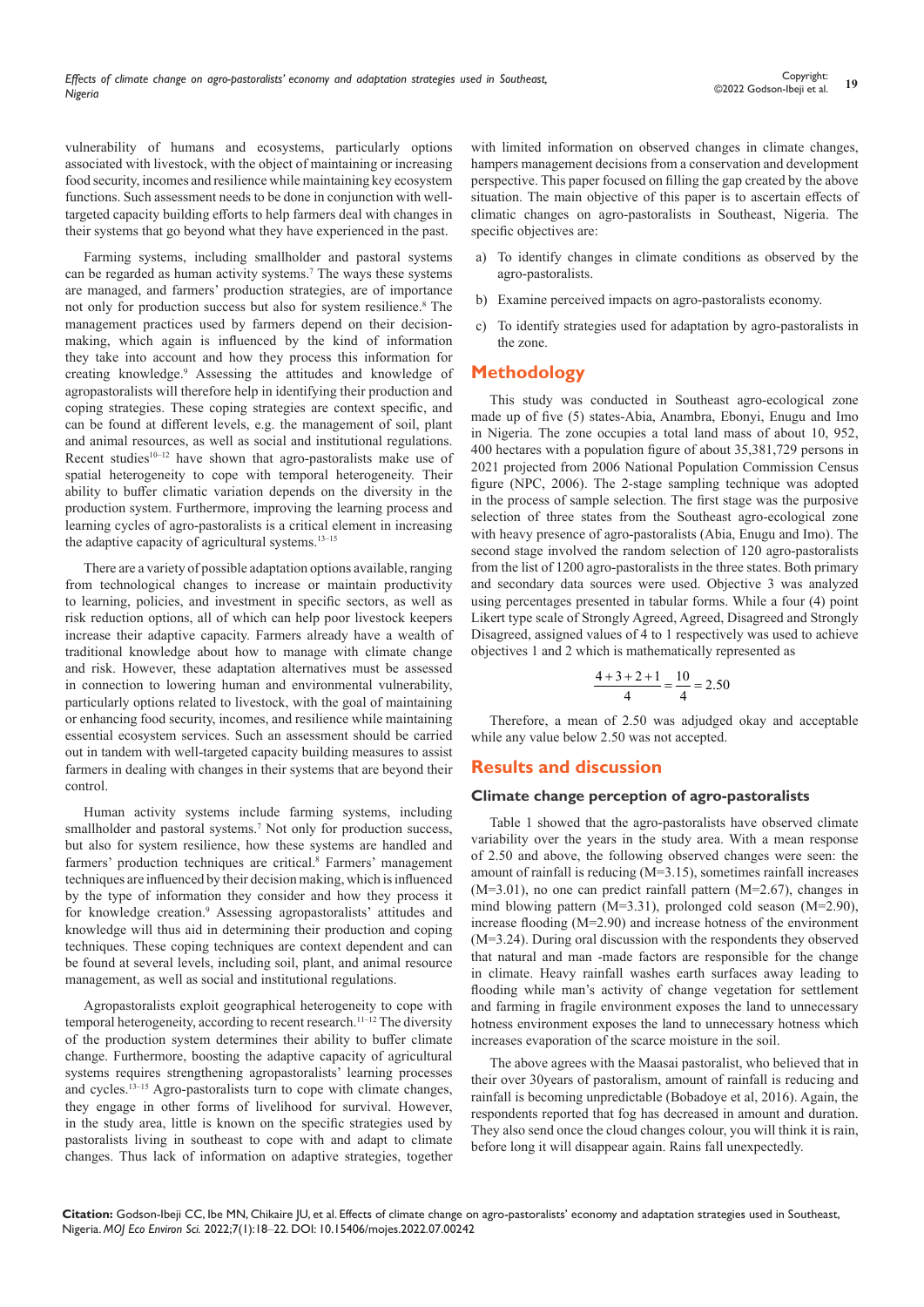vulnerability of humans and ecosystems, particularly options associated with livestock, with the object of maintaining or increasing food security, incomes and resilience while maintaining key ecosystem functions. Such assessment needs to be done in conjunction with well-targeted capacity building efforts to help farmers deal with changes in their systems that go beyond what they have experienced in the past.

Farming systems, including smallholder and pastoral systems can be regarded as human activity systems.[7] The ways these systems are managed, and farmers' production strategies, are of importance not only for production success but also for system resilience.[8] The management practices used by farmers depend on their decision-making, which again is influenced by the kind of information they take into account and how they process this information for creating knowledge.[9] Assessing the attitudes and knowledge of agropastoralists will therefore help in identifying their production and coping strategies. These coping strategies are context specific, and can be found at different levels, e.g. the management of soil, plant and animal resources, as well as social and institutional regulations. Recent studies[10–12] have shown that agro-pastoralists make use of spatial heterogeneity to cope with temporal heterogeneity. Their ability to buffer climatic variation depends on the diversity in the production system. Furthermore, improving the learning process and learning cycles of agro-pastoralists is a critical element in increasing the adaptive capacity of agricultural systems.[13–15]

There are a variety of possible adaptation options available, ranging from technological changes to increase or maintain productivity to learning, policies, and investment in specific sectors, as well as risk reduction options, all of which can help poor livestock keepers increase their adaptive capacity. Farmers already have a wealth of traditional knowledge about how to manage with climate change and risk. However, these adaptation alternatives must be assessed in connection to lowering human and environmental vulnerability, particularly options related to livestock, with the goal of maintaining or enhancing food security, incomes, and resilience while maintaining essential ecosystem services. Such an assessment should be carried out in tandem with well-targeted capacity building measures to assist farmers in dealing with changes in their systems that are beyond their control.

Human activity systems include farming systems, including smallholder and pastoral systems.[7] Not only for production success, but also for system resilience, how these systems are handled and farmers' production techniques are critical.[8] Farmers' management techniques are influenced by their decision making, which is influenced by the type of information they consider and how they process it for knowledge creation.[9] Assessing agropastoralists' attitudes and knowledge will thus aid in determining their production and coping techniques. These coping techniques are context dependent and can be found at several levels, including soil, plant, and animal resource management, as well as social and institutional regulations.

Agropastoralists exploit geographical heterogeneity to cope with temporal heterogeneity, according to recent research.[11–12] The diversity of the production system determines their ability to buffer climate change. Furthermore, boosting the adaptive capacity of agricultural systems requires strengthening agropastoralists' learning processes and cycles.[13–15] Agro-pastoralists turn to cope with climate changes, they engage in other forms of livelihood for survival. However, in the study area, little is known on the specific strategies used by pastoralists living in southeast to cope with and adapt to climate changes. Thus lack of information on adaptive strategies, together with limited information on observed changes in climate changes, hampers management decisions from a conservation and development perspective. This paper focused on filling the gap created by the above situation. The main objective of this paper is to ascertain effects of climatic changes on agro-pastoralists in Southeast, Nigeria. The specific objectives are:

a) To identify changes in climate conditions as observed by the agro-pastoralists.

b) Examine perceived impacts on agro-pastoralists economy.

c) To identify strategies used for adaptation by agro-pastoralists in the zone.

## Methodology

This study was conducted in Southeast agro-ecological zone made up of five (5) states-Abia, Anambra, Ebonyi, Enugu and Imo in Nigeria. The zone occupies a total land mass of about 10, 952, 400 hectares with a population figure of about 35,381,729 persons in 2021 projected from 2006 National Population Commission Census figure (NPC, 2006). The 2-stage sampling technique was adopted in the process of sample selection. The first stage was the purposive selection of three states from the Southeast agro-ecological zone with heavy presence of agro-pastoralists (Abia, Enugu and Imo). The second stage involved the random selection of 120 agro-pastoralists from the list of 1200 agro-pastoralists in the three states. Both primary and secondary data sources were used. Objective 3 was analyzed using percentages presented in tabular forms. While a four (4) point Likert type scale of Strongly Agreed, Agreed, Disagreed and Strongly Disagreed, assigned values of 4 to 1 respectively was used to achieve objectives 1 and 2 which is mathematically represented as

$$\frac{4+3+2+1}{4}=\frac{10}{4}=2.50$$

Therefore, a mean of 2.50 was adjudged okay and acceptable while any value below 2.50 was not accepted.

## Results and discussion

### Climate change perception of agro-pastoralists

Table 1 showed that the agro-pastoralists have observed climate variability over the years in the study area. With a mean response of 2.50 and above, the following observed changes were seen: the amount of rainfall is reducing (M=3.15), sometimes rainfall increases (M=3.01), no one can predict rainfall pattern (M=2.67), changes in mind blowing pattern (M=3.31), prolonged cold season (M=2.90), increase flooding (M=2.90) and increase hotness of the environment (M=3.24). During oral discussion with the respondents they observed that natural and man -made factors are responsible for the change in climate. Heavy rainfall washes earth surfaces away leading to flooding while man's activity of change vegetation for settlement and farming in fragile environment exposes the land to unnecessary hotness environment exposes the land to unnecessary hotness which increases evaporation of the scarce moisture in the soil.

The above agrees with the Maasai pastoralist, who believed that in their over 30years of pastoralism, amount of rainfall is reducing and rainfall is becoming unpredictable (Bobadoye et al, 2016). Again, the respondents reported that fog has decreased in amount and duration. They also send once the cloud changes colour, you will think it is rain, before long it will disappear again. Rains fall unexpectedly.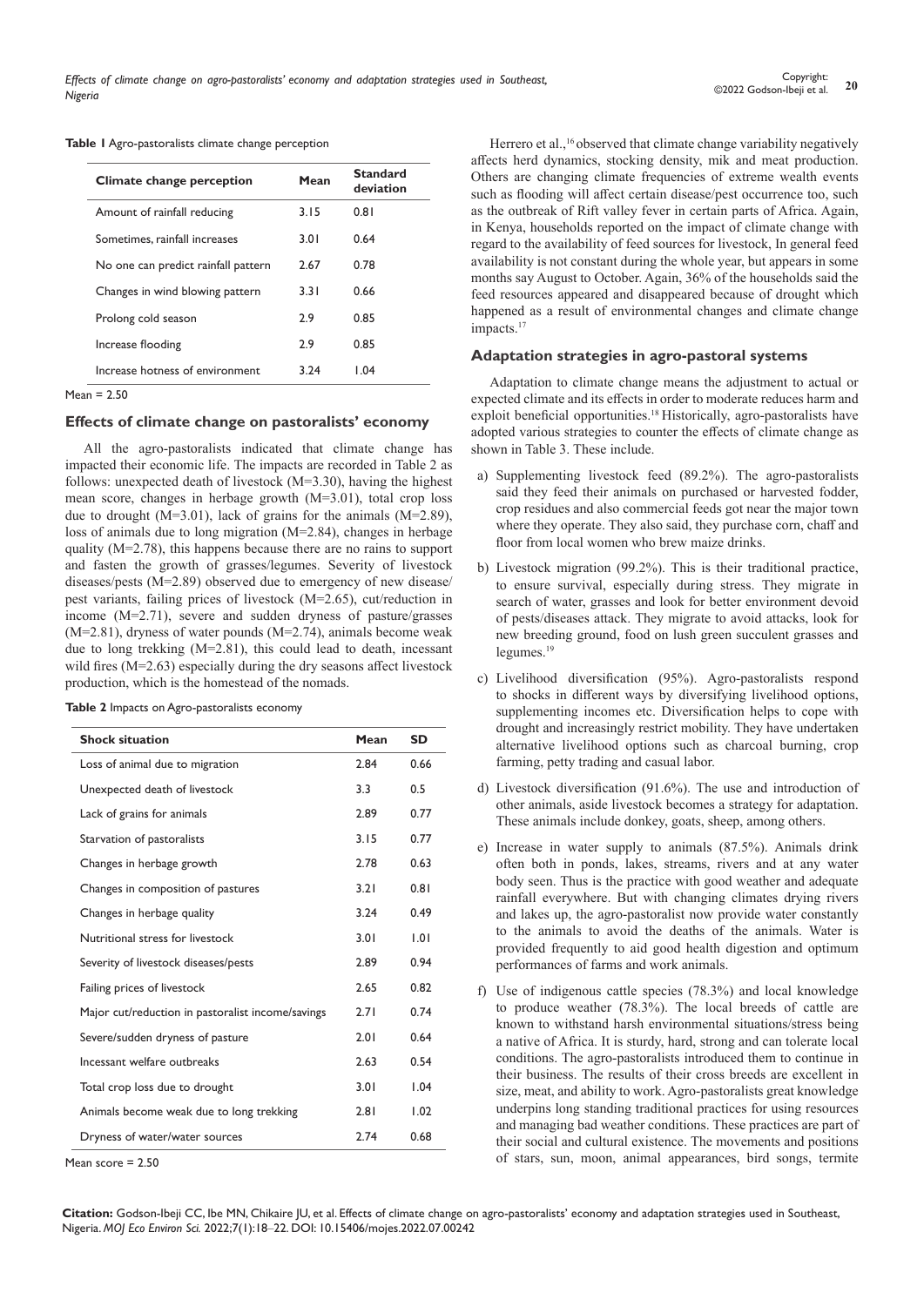**Table 1** Agro-pastoralists climate change perception

| Climate change perception | Mean | Standard deviation |
|---|---|---|
| Amount of rainfall reducing | 3.15 | 0.81 |
| Sometimes, rainfall increases | 3.01 | 0.64 |
| No one can predict rainfall pattern | 2.67 | 0.78 |
| Changes in wind blowing pattern | 3.31 | 0.66 |
| Prolong cold season | 2.9 | 0.85 |
| Increase flooding | 2.9 | 0.85 |
| Increase hotness of environment | 3.24 | 1.04 |

Mean = 2.50

### Effects of climate change on pastoralists' economy

All the agro-pastoralists indicated that climate change has impacted their economic life. The impacts are recorded in Table 2 as follows: unexpected death of livestock (M=3.30), having the highest mean score, changes in herbage growth (M=3.01), total crop loss due to drought (M=3.01), lack of grains for the animals (M=2.89), loss of animals due to long migration (M=2.84), changes in herbage quality (M=2.78), this happens because there are no rains to support and fasten the growth of grasses/legumes. Severity of livestock diseases/pests (M=2.89) observed due to emergency of new disease/pest variants, failing prices of livestock (M=2.65), cut/reduction in income (M=2.71), severe and sudden dryness of pasture/grasses (M=2.81), dryness of water pounds (M=2.74), animals become weak due to long trekking (M=2.81), this could lead to death, incessant wild fires (M=2.63) especially during the dry seasons affect livestock production, which is the homestead of the nomads.

**Table 2** Impacts on Agro-pastoralists economy

| Shock situation | Mean | SD |
|---|---|---|
| Loss of animal due to migration | 2.84 | 0.66 |
| Unexpected death of livestock | 3.3 | 0.5 |
| Lack of grains for animals | 2.89 | 0.77 |
| Starvation of pastoralists | 3.15 | 0.77 |
| Changes in herbage growth | 2.78 | 0.63 |
| Changes in composition of pastures | 3.21 | 0.81 |
| Changes in herbage quality | 3.24 | 0.49 |
| Nutritional stress for livestock | 3.01 | 1.01 |
| Severity of livestock diseases/pests | 2.89 | 0.94 |
| Failing prices of livestock | 2.65 | 0.82 |
| Major cut/reduction in pastoralist income/savings | 2.71 | 0.74 |
| Severe/sudden dryness of pasture | 2.01 | 0.64 |
| Incessant welfare outbreaks | 2.63 | 0.54 |
| Total crop loss due to drought | 3.01 | 1.04 |
| Animals become weak due to long trekking | 2.81 | 1.02 |
| Dryness of water/water sources | 2.74 | 0.68 |

Mean score = 2.50

Herrero et al.,[16] observed that climate change variability negatively affects herd dynamics, stocking density, mik and meat production. Others are changing climate frequencies of extreme wealth events such as flooding will affect certain disease/pest occurrence too, such as the outbreak of Rift valley fever in certain parts of Africa. Again, in Kenya, households reported on the impact of climate change with regard to the availability of feed sources for livestock, In general feed availability is not constant during the whole year, but appears in some months say August to October. Again, 36% of the households said the feed resources appeared and disappeared because of drought which happened as a result of environmental changes and climate change impacts.[17]

### Adaptation strategies in agro-pastoral systems

Adaptation to climate change means the adjustment to actual or expected climate and its effects in order to moderate reduces harm and exploit beneficial opportunities.[18] Historically, agro-pastoralists have adopted various strategies to counter the effects of climate change as shown in Table 3. These include.

a) Supplementing livestock feed (89.2%). The agro-pastoralists said they feed their animals on purchased or harvested fodder, crop residues and also commercial feeds got near the major town where they operate. They also said, they purchase corn, chaff and floor from local women who brew maize drinks.

b) Livestock migration (99.2%). This is their traditional practice, to ensure survival, especially during stress. They migrate in search of water, grasses and look for better environment devoid of pests/diseases attack. They migrate to avoid attacks, look for new breeding ground, food on lush green succulent grasses and legumes.[19]

c) Livelihood diversification (95%). Agro-pastoralists respond to shocks in different ways by diversifying livelihood options, supplementing incomes etc. Diversification helps to cope with drought and increasingly restrict mobility. They have undertaken alternative livelihood options such as charcoal burning, crop farming, petty trading and casual labor.

d) Livestock diversification (91.6%). The use and introduction of other animals, aside livestock becomes a strategy for adaptation. These animals include donkey, goats, sheep, among others.

e) Increase in water supply to animals (87.5%). Animals drink often both in ponds, lakes, streams, rivers and at any water body seen. Thus is the practice with good weather and adequate rainfall everywhere. But with changing climates drying rivers and lakes up, the agro-pastoralist now provide water constantly to the animals to avoid the deaths of the animals. Water is provided frequently to aid good health digestion and optimum performances of farms and work animals.

f) Use of indigenous cattle species (78.3%) and local knowledge to produce weather (78.3%). The local breeds of cattle are known to withstand harsh environmental situations/stress being a native of Africa. It is sturdy, hard, strong and can tolerate local conditions. The agro-pastoralists introduced them to continue in their business. The results of their cross breeds are excellent in size, meat, and ability to work. Agro-pastoralists great knowledge underpins long standing traditional practices for using resources and managing bad weather conditions. These practices are part of their social and cultural existence. The movements and positions of stars, sun, moon, animal appearances, bird songs, termite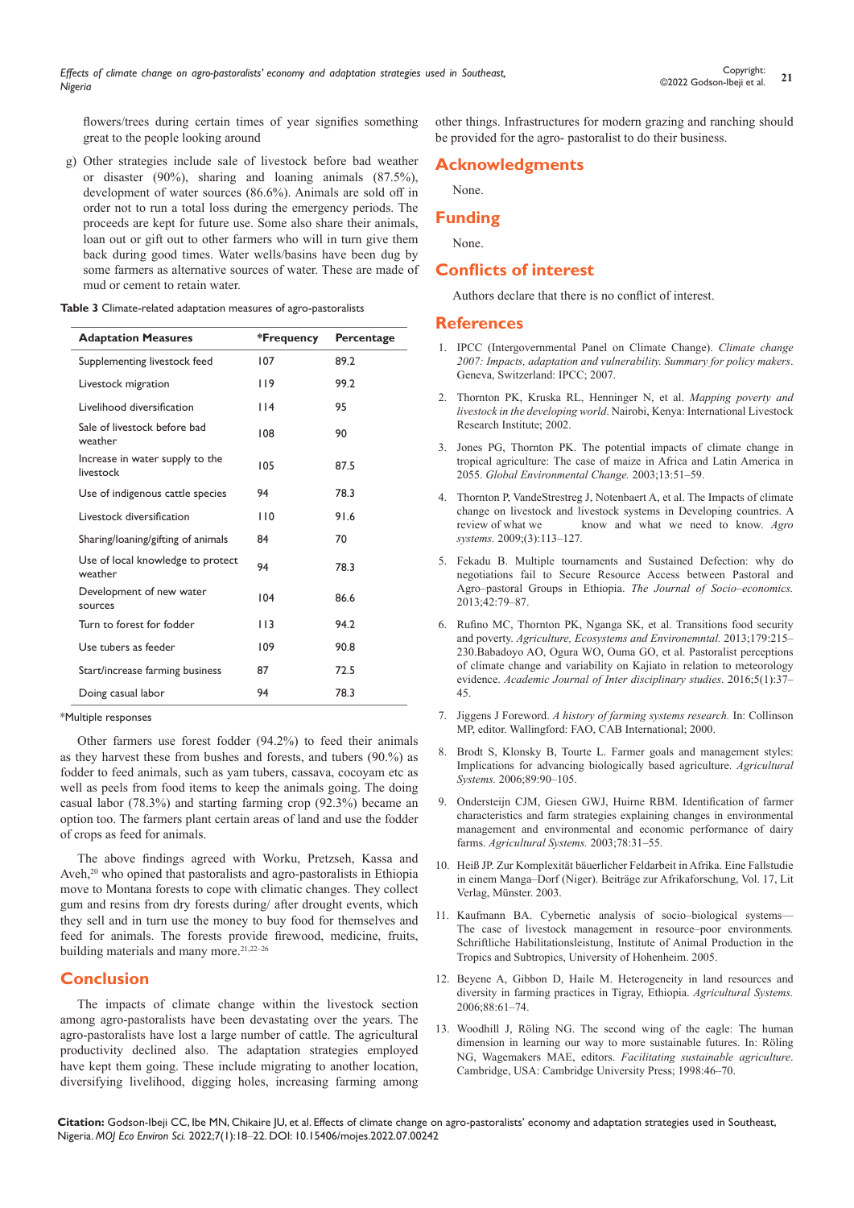flowers/trees during certain times of year signifies something great to the people looking around

g) Other strategies include sale of livestock before bad weather or disaster (90%), sharing and loaning animals (87.5%), development of water sources (86.6%). Animals are sold off in order not to run a total loss during the emergency periods. The proceeds are kept for future use. Some also share their animals, loan out or gift out to other farmers who will in turn give them back during good times. Water wells/basins have been dug by some farmers as alternative sources of water. These are made of mud or cement to retain water.

**Table 3** Climate-related adaptation measures of agro-pastoralists

| Adaptation Measures | *Frequency | Percentage |
|---|---|---|
| Supplementing livestock feed | 107 | 89.2 |
| Livestock migration | 119 | 99.2 |
| Livelihood diversification | 114 | 95 |
| Sale of livestock before bad weather | 108 | 90 |
| Increase in water supply to the livestock | 105 | 87.5 |
| Use of indigenous cattle species | 94 | 78.3 |
| Livestock diversification | 110 | 91.6 |
| Sharing/loaning/gifting of animals | 84 | 70 |
| Use of local knowledge to protect weather | 94 | 78.3 |
| Development of new water sources | 104 | 86.6 |
| Turn to forest for fodder | 113 | 94.2 |
| Use tubers as feeder | 109 | 90.8 |
| Start/increase farming business | 87 | 72.5 |
| Doing casual labor | 94 | 78.3 |

*Multiple responses

Other farmers use forest fodder (94.2%) to feed their animals as they harvest these from bushes and forests, and tubers (90.%) as fodder to feed animals, such as yam tubers, cassava, cocoyam etc as well as peels from food items to keep the animals going. The doing casual labor (78.3%) and starting farming crop (92.3%) became an option too. The farmers plant certain areas of land and use the fodder of crops as feed for animals.

The above findings agreed with Worku, Pretzseh, Kassa and Aveh,[20] who opined that pastoralists and agro-pastoralists in Ethiopia move to Montana forests to cope with climatic changes. They collect gum and resins from dry forests during/ after drought events, which they sell and in turn use the money to buy food for themselves and feed for animals. The forests provide firewood, medicine, fruits, building materials and many more.[21,22–26]

## Conclusion

The impacts of climate change within the livestock section among agro-pastoralists have been devastating over the years. The agro-pastoralists have lost a large number of cattle. The agricultural productivity declined also. The adaptation strategies employed have kept them going. These include migrating to another location, diversifying livelihood, digging holes, increasing farming among other things. Infrastructures for modern grazing and ranching should be provided for the agro- pastoralist to do their business.

## Acknowledgments

None.

## Funding

None.

## Conflicts of interest

Authors declare that there is no conflict of interest.

## References

1. IPCC (Intergovernmental Panel on Climate Change). *Climate change 2007: Impacts, adaptation and vulnerability. Summary for policy makers*. Geneva, Switzerland: IPCC; 2007.
2. Thornton PK, Kruska RL, Henninger N, et al. *Mapping poverty and livestock in the developing world*. Nairobi, Kenya: International Livestock Research Institute; 2002.
3. Jones PG, Thornton PK. The potential impacts of climate change in tropical agriculture: The case of maize in Africa and Latin America in 2055. *Global Environmental Change.* 2003;13:51–59.
4. Thornton P, VandeStrestreg J, Notenbaert A, et al. The Impacts of climate change on livestock and livestock systems in Developing countries. A review of what we know and what we need to know. *Agro systems.* 2009;(3):113–127.
5. Fekadu B. Multiple tournaments and Sustained Defection: why do negotiations fail to Secure Resource Access between Pastoral and Agro–pastoral Groups in Ethiopia. *The Journal of Socio–economics.* 2013;42:79–87.
6. Rufino MC, Thornton PK, Nganga SK, et al. Transitions food security and poverty. *Agriculture, Ecosystems and Environemntal.* 2013;179:215–230.Babadoyo AO, Ogura WO, Ouma GO, et al. Pastoralist perceptions of climate change and variability on Kajiato in relation to meteorology evidence. *Academic Journal of Inter disciplinary studies*. 2016;5(1):37–45.
7. Jiggens J Foreword. *A history of farming systems research.* In: Collinson MP, editor. Wallingford: FAO, CAB International; 2000.
8. Brodt S, Klonsky B, Tourte L. Farmer goals and management styles: Implications for advancing biologically based agriculture. *Agricultural Systems.* 2006;89:90–105.
9. Ondersteijn CJM, Giesen GWJ, Huirne RBM. Identification of farmer characteristics and farm strategies explaining changes in environmental management and environmental and economic performance of dairy farms. *Agricultural Systems.* 2003;78:31–55.
10. Heiß JP. Zur Komplexität bäuerlicher Feldarbeit in Afrika. Eine Fallstudie in einem Manga–Dorf (Niger). Beiträge zur Afrikaforschung, Vol. 17, Lit Verlag, Münster. 2003.
11. Kaufmann BA. Cybernetic analysis of socio–biological systems— The case of livestock management in resource–poor environments. Schriftliche Habilitationsleistung, Institute of Animal Production in the Tropics and Subtropics, University of Hohenheim. 2005.
12. Beyene A, Gibbon D, Haile M. Heterogeneity in land resources and diversity in farming practices in Tigray, Ethiopia. *Agricultural Systems.* 2006;88:61–74.
13. Woodhill J, Röling NG. The second wing of the eagle: The human dimension in learning our way to more sustainable futures. In: Röling NG, Wagemakers MAE, editors. *Facilitating sustainable agriculture*. Cambridge, USA: Cambridge University Press; 1998:46–70.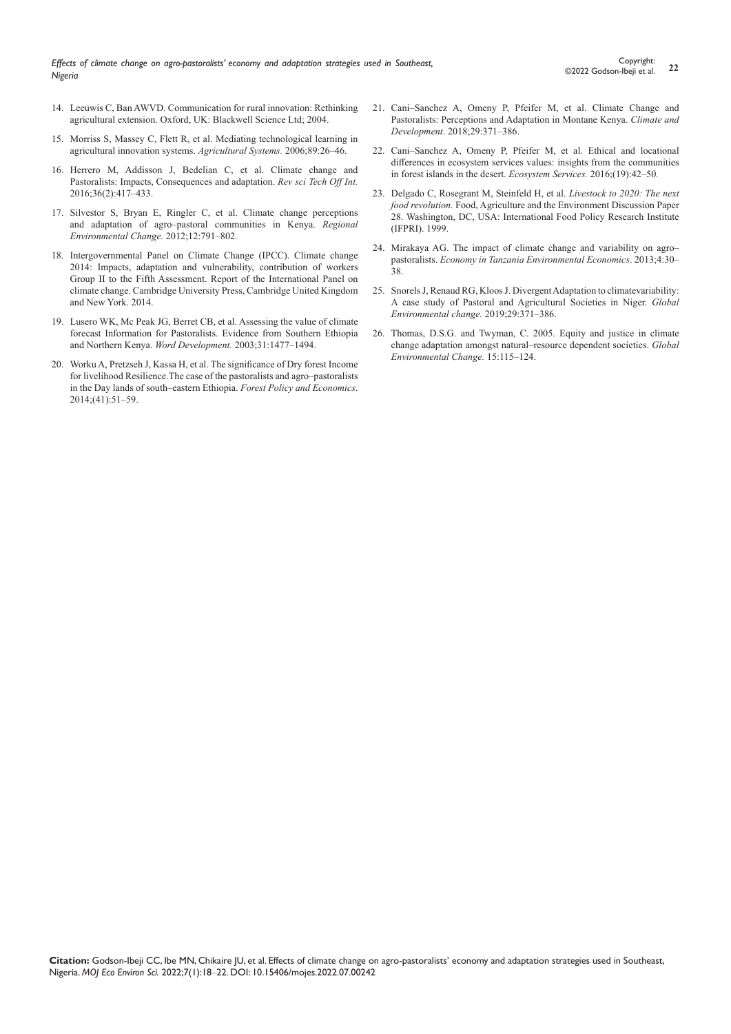14. Leeuwis C, Ban AWVD. Communication for rural innovation: Rethinking agricultural extension. Oxford, UK: Blackwell Science Ltd; 2004.

15. Morriss S, Massey C, Flett R, et al. Mediating technological learning in agricultural innovation systems. *Agricultural Systems.* 2006;89:26–46.

16. Herrero M, Addisson J, Bedelian C, et al. Climate change and Pastoralists: Impacts, Consequences and adaptation. *Rev sci Tech Off Int.* 2016;36(2):417–433.

17. Silvestor S, Bryan E, Ringler C, et al. Climate change perceptions and adaptation of agro–pastoral communities in Kenya. *Regional Environmental Change.* 2012;12:791–802.

18. Intergovernmental Panel on Climate Change (IPCC). Climate change 2014: Impacts, adaptation and vulnerability, contribution of workers Group II to the Fifth Assessment. Report of the International Panel on climate change. Cambridge University Press, Cambridge United Kingdom and New York. 2014.

19. Lusero WK, Mc Peak JG, Berret CB, et al. Assessing the value of climate forecast Information for Pastoralists. Evidence from Southern Ethiopia and Northern Kenya. *Word Development.* 2003;31:1477–1494.

20. Worku A, Pretzseh J, Kassa H, et al. The significance of Dry forest Income for livelihood Resilience.The case of the pastoralists and agro–pastoralists in the Day lands of south–eastern Ethiopia. *Forest Policy and Economics*. 2014;(41):51–59.

21. Cani–Sanchez A, Omeny P, Pfeifer M, et al. Climate Change and Pastoralists: Perceptions and Adaptation in Montane Kenya. *Climate and Development*. 2018;29:371–386.

22. Cani–Sanchez A, Omeny P, Pfeifer M, et al. Ethical and locational differences in ecosystem services values: insights from the communities in forest islands in the desert. *Ecosystem Services.* 2016;(19):42–50.

23. Delgado C, Rosegrant M, Steinfeld H, et al. *Livestock to 2020: The next food revolution.* Food, Agriculture and the Environment Discussion Paper 28. Washington, DC, USA: International Food Policy Research Institute (IFPRI). 1999.

24. Mirakaya AG. The impact of climate change and variability on agro–pastoralists. *Economy in Tanzania Environmental Economics*. 2013;4:30–38.

25. Snorels J, Renaud RG, Kloos J. Divergent Adaptation to climatevariability: A case study of Pastoral and Agricultural Societies in Niger. *Global Environmental change.* 2019;29:371–386.

26. Thomas, D.S.G. and Twyman, C. 2005. Equity and justice in climate change adaptation amongst natural–resource dependent societies. *Global Environmental Change.* 15:115–124.